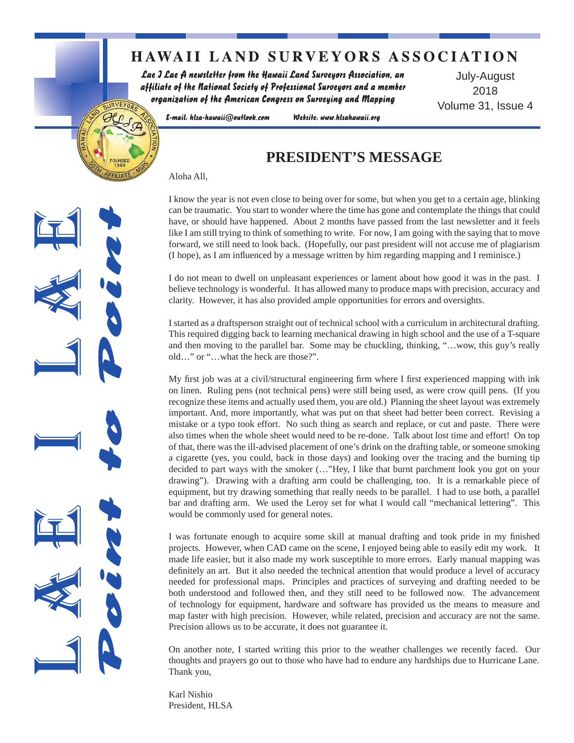# HAWAII LAND SURVEYORS ASSOCIATION

*Lae I Lae A newsletter from the Hawaii Land Surveyors Association, an affiliate of the National Society of Professional Surveyors and a member organization of the American Congress on Surveying and Mapping*

July-August 2018
Volume 31, Issue 4

*E-mail: hlsa-hawaii@outlook.com* *Website: www.hlsahawaii.org*

LAE I LAE — Point to Point

## PRESIDENT'S MESSAGE

Aloha All,

I know the year is not even close to being over for some, but when you get to a certain age, blinking can be traumatic. You start to wonder where the time has gone and contemplate the things that could have, or should have happened. About 2 months have passed from the last newsletter and it feels like I am still trying to think of something to write. For now, I am going with the saying that to move forward, we still need to look back. (Hopefully, our past president will not accuse me of plagiarism (I hope), as I am influenced by a message written by him regarding mapping and I reminisce.)

I do not mean to dwell on unpleasant experiences or lament about how good it was in the past. I believe technology is wonderful. It has allowed many to produce maps with precision, accuracy and clarity. However, it has also provided ample opportunities for errors and oversights.

I started as a draftsperson straight out of technical school with a curriculum in architectural drafting. This required digging back to learning mechanical drawing in high school and the use of a T-square and then moving to the parallel bar. Some may be chuckling, thinking, "…wow, this guy's really old…" or "…what the heck are those?".

My first job was at a civil/structural engineering firm where I first experienced mapping with ink on linen. Ruling pens (not technical pens) were still being used, as were crow quill pens. (If you recognize these items and actually used them, you are old.) Planning the sheet layout was extremely important. And, more importantly, what was put on that sheet had better been correct. Revising a mistake or a typo took effort. No such thing as search and replace, or cut and paste. There were also times when the whole sheet would need to be re-done. Talk about lost time and effort! On top of that, there was the ill-advised placement of one's drink on the drafting table, or someone smoking a cigarette (yes, you could, back in those days) and looking over the tracing and the burning tip decided to part ways with the smoker (…"Hey, I like that burnt parchment look you got on your drawing"). Drawing with a drafting arm could be challenging, too. It is a remarkable piece of equipment, but try drawing something that really needs to be parallel. I had to use both, a parallel bar and drafting arm. We used the Leroy set for what I would call "mechanical lettering". This would be commonly used for general notes.

I was fortunate enough to acquire some skill at manual drafting and took pride in my finished projects. However, when CAD came on the scene, I enjoyed being able to easily edit my work. It made life easier, but it also made my work susceptible to more errors. Early manual mapping was definitely an art. But it also needed the technical attention that would produce a level of accuracy needed for professional maps. Principles and practices of surveying and drafting needed to be both understood and followed then, and they still need to be followed now. The advancement of technology for equipment, hardware and software has provided us the means to measure and map faster with high precision. However, while related, precision and accuracy are not the same. Precision allows us to be accurate, it does not guarantee it.

On another note, I started writing this prior to the weather challenges we recently faced. Our thoughts and prayers go out to those who have had to endure any hardships due to Hurricane Lane. Thank you,

Karl Nishio
President, HLSA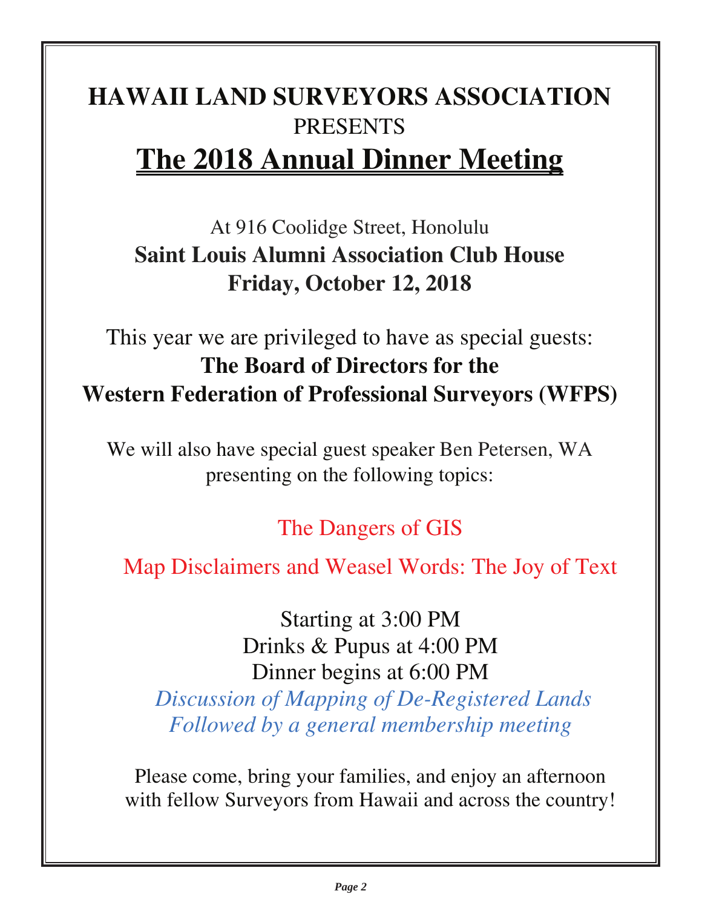# HAWAII LAND SURVEYORS ASSOCIATION

PRESENTS

## The 2018 Annual Dinner Meeting

At 916 Coolidge Street, Honolulu

**Saint Louis Alumni Association Club House**

**Friday, October 12, 2018**

This year we are privileged to have as special guests:

**The Board of Directors for the Western Federation of Professional Surveyors (WFPS)**

We will also have special guest speaker Ben Petersen, WA presenting on the following topics:

The Dangers of GIS

Map Disclaimers and Weasel Words: The Joy of Text

Starting at 3:00 PM

Drinks & Pupus at 4:00 PM

Dinner begins at 6:00 PM

*Discussion of Mapping of De-Registered Lands*

*Followed by a general membership meeting*

Please come, bring your families, and enjoy an afternoon with fellow Surveyors from Hawaii and across the country!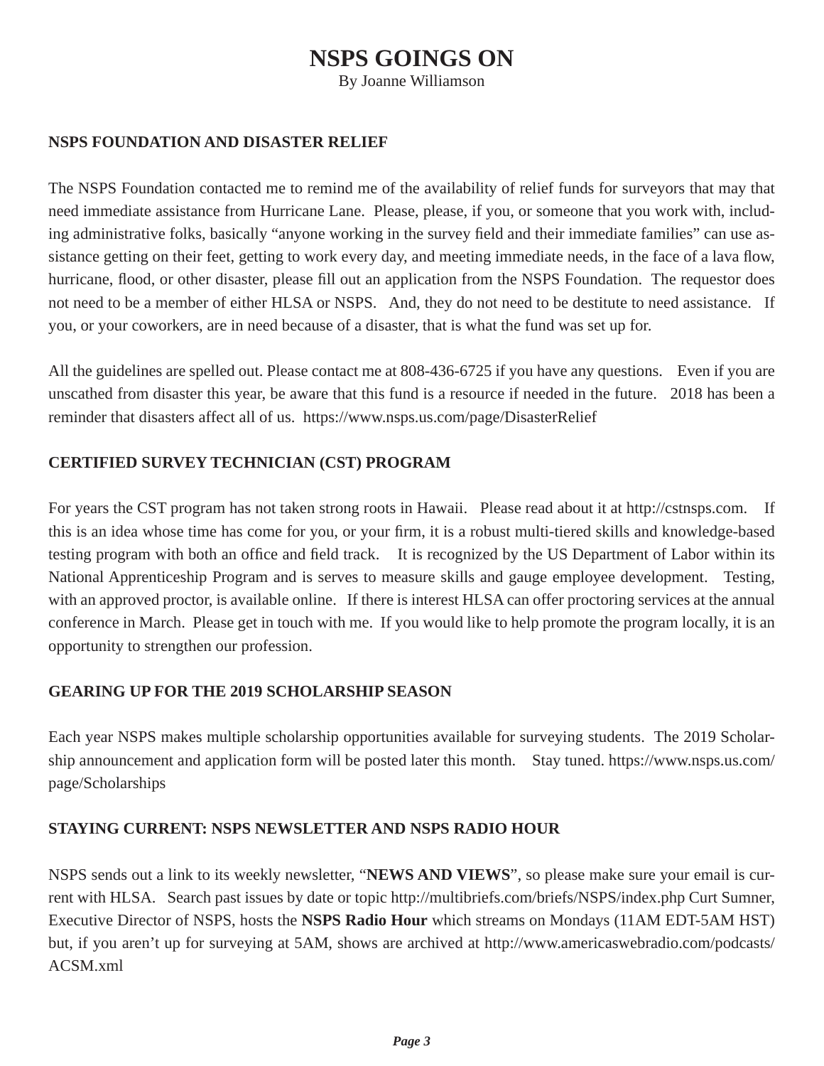# NSPS GOINGS ON

By Joanne Williamson

## NSPS FOUNDATION AND DISASTER RELIEF

The NSPS Foundation contacted me to remind me of the availability of relief funds for surveyors that may that need immediate assistance from Hurricane Lane. Please, please, if you, or someone that you work with, including administrative folks, basically "anyone working in the survey field and their immediate families" can use assistance getting on their feet, getting to work every day, and meeting immediate needs, in the face of a lava flow, hurricane, flood, or other disaster, please fill out an application from the NSPS Foundation. The requestor does not need to be a member of either HLSA or NSPS. And, they do not need to be destitute to need assistance. If you, or your coworkers, are in need because of a disaster, that is what the fund was set up for.

All the guidelines are spelled out. Please contact me at 808-436-6725 if you have any questions. Even if you are unscathed from disaster this year, be aware that this fund is a resource if needed in the future. 2018 has been a reminder that disasters affect all of us. https://www.nsps.us.com/page/DisasterRelief

## CERTIFIED SURVEY TECHNICIAN (CST) PROGRAM

For years the CST program has not taken strong roots in Hawaii. Please read about it at http://cstnsps.com. If this is an idea whose time has come for you, or your firm, it is a robust multi-tiered skills and knowledge-based testing program with both an office and field track. It is recognized by the US Department of Labor within its National Apprenticeship Program and is serves to measure skills and gauge employee development. Testing, with an approved proctor, is available online. If there is interest HLSA can offer proctoring services at the annual conference in March. Please get in touch with me. If you would like to help promote the program locally, it is an opportunity to strengthen our profession.

## GEARING UP FOR THE 2019 SCHOLARSHIP SEASON

Each year NSPS makes multiple scholarship opportunities available for surveying students. The 2019 Scholarship announcement and application form will be posted later this month. Stay tuned. https://www.nsps.us.com/page/Scholarships

## STAYING CURRENT: NSPS NEWSLETTER AND NSPS RADIO HOUR

NSPS sends out a link to its weekly newsletter, "**NEWS AND VIEWS**", so please make sure your email is current with HLSA. Search past issues by date or topic http://multibriefs.com/briefs/NSPS/index.php Curt Sumner, Executive Director of NSPS, hosts the **NSPS Radio Hour** which streams on Mondays (11AM EDT-5AM HST) but, if you aren't up for surveying at 5AM, shows are archived at http://www.americaswebradio.com/podcasts/ACSM.xml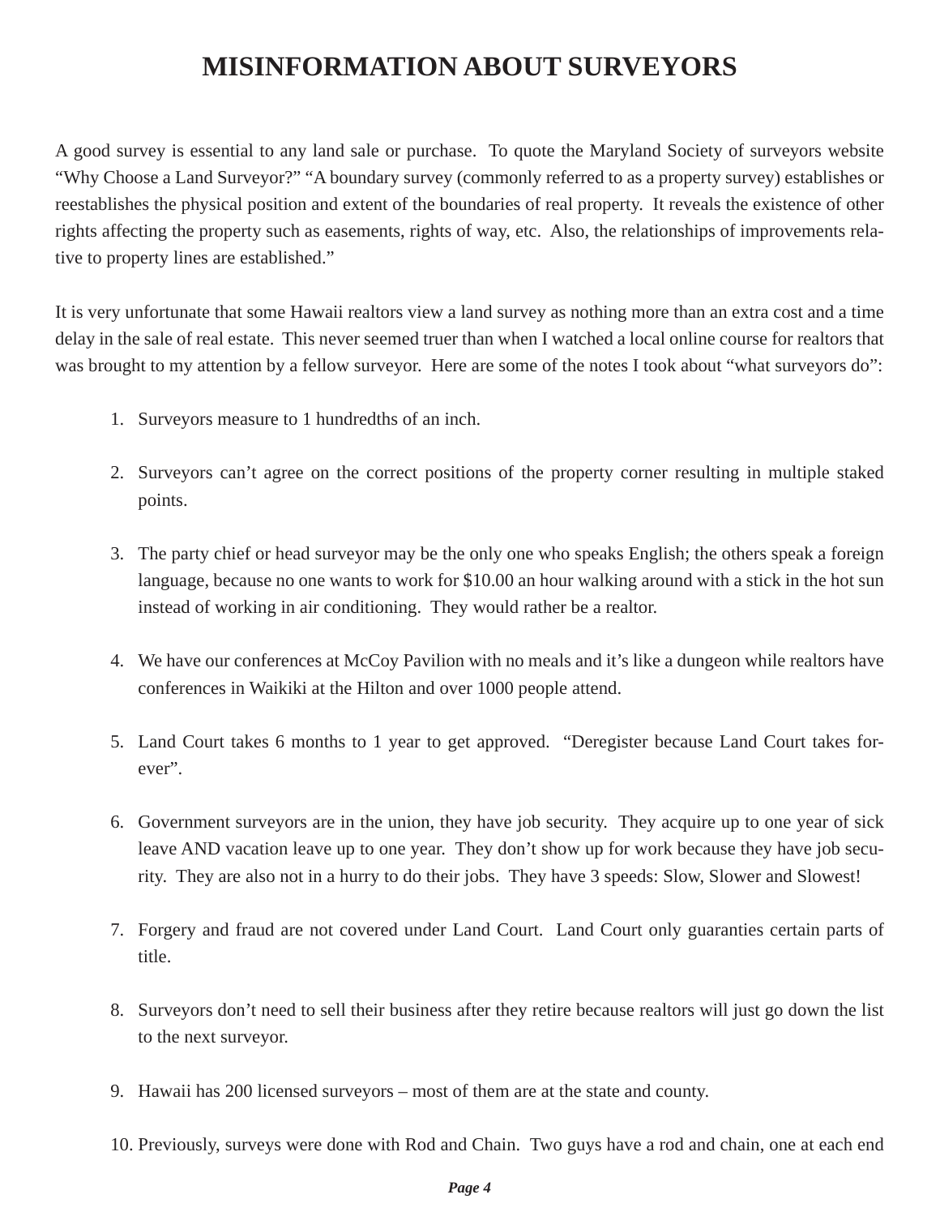# MISINFORMATION ABOUT SURVEYORS

A good survey is essential to any land sale or purchase. To quote the Maryland Society of surveyors website "Why Choose a Land Surveyor?" "A boundary survey (commonly referred to as a property survey) establishes or reestablishes the physical position and extent of the boundaries of real property. It reveals the existence of other rights affecting the property such as easements, rights of way, etc. Also, the relationships of improvements relative to property lines are established."

It is very unfortunate that some Hawaii realtors view a land survey as nothing more than an extra cost and a time delay in the sale of real estate. This never seemed truer than when I watched a local online course for realtors that was brought to my attention by a fellow surveyor. Here are some of the notes I took about "what surveyors do":

1. Surveyors measure to 1 hundredths of an inch.

2. Surveyors can't agree on the correct positions of the property corner resulting in multiple staked points.

3. The party chief or head surveyor may be the only one who speaks English; the others speak a foreign language, because no one wants to work for $10.00 an hour walking around with a stick in the hot sun instead of working in air conditioning. They would rather be a realtor.

4. We have our conferences at McCoy Pavilion with no meals and it's like a dungeon while realtors have conferences in Waikiki at the Hilton and over 1000 people attend.

5. Land Court takes 6 months to 1 year to get approved. "Deregister because Land Court takes forever".

6. Government surveyors are in the union, they have job security. They acquire up to one year of sick leave AND vacation leave up to one year. They don't show up for work because they have job security. They are also not in a hurry to do their jobs. They have 3 speeds: Slow, Slower and Slowest!

7. Forgery and fraud are not covered under Land Court. Land Court only guaranties certain parts of title.

8. Surveyors don't need to sell their business after they retire because realtors will just go down the list to the next surveyor.

9. Hawaii has 200 licensed surveyors – most of them are at the state and county.

10. Previously, surveys were done with Rod and Chain. Two guys have a rod and chain, one at each end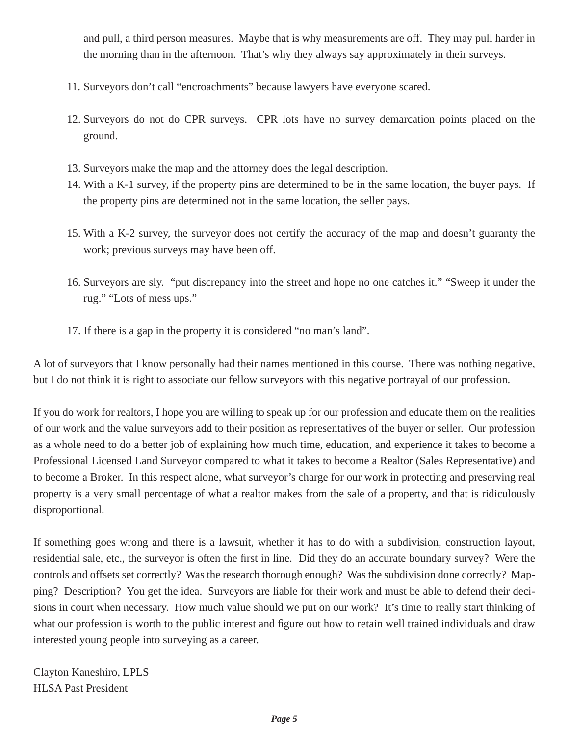and pull, a third person measures. Maybe that is why measurements are off. They may pull harder in the morning than in the afternoon. That's why they always say approximately in their surveys.

11. Surveyors don't call "encroachments" because lawyers have everyone scared.

12. Surveyors do not do CPR surveys. CPR lots have no survey demarcation points placed on the ground.

13. Surveyors make the map and the attorney does the legal description.
14. With a K-1 survey, if the property pins are determined to be in the same location, the buyer pays. If the property pins are determined not in the same location, the seller pays.

15. With a K-2 survey, the surveyor does not certify the accuracy of the map and doesn't guaranty the work; previous surveys may have been off.

16. Surveyors are sly. "put discrepancy into the street and hope no one catches it." "Sweep it under the rug." "Lots of mess ups."

17. If there is a gap in the property it is considered "no man's land".

A lot of surveyors that I know personally had their names mentioned in this course. There was nothing negative, but I do not think it is right to associate our fellow surveyors with this negative portrayal of our profession.

If you do work for realtors, I hope you are willing to speak up for our profession and educate them on the realities of our work and the value surveyors add to their position as representatives of the buyer or seller. Our profession as a whole need to do a better job of explaining how much time, education, and experience it takes to become a Professional Licensed Land Surveyor compared to what it takes to become a Realtor (Sales Representative) and to become a Broker. In this respect alone, what surveyor's charge for our work in protecting and preserving real property is a very small percentage of what a realtor makes from the sale of a property, and that is ridiculously disproportional.

If something goes wrong and there is a lawsuit, whether it has to do with a subdivision, construction layout, residential sale, etc., the surveyor is often the first in line. Did they do an accurate boundary survey? Were the controls and offsets set correctly? Was the research thorough enough? Was the subdivision done correctly? Mapping? Description? You get the idea. Surveyors are liable for their work and must be able to defend their decisions in court when necessary. How much value should we put on our work? It's time to really start thinking of what our profession is worth to the public interest and figure out how to retain well trained individuals and draw interested young people into surveying as a career.

Clayton Kaneshiro, LPLS
HLSA Past President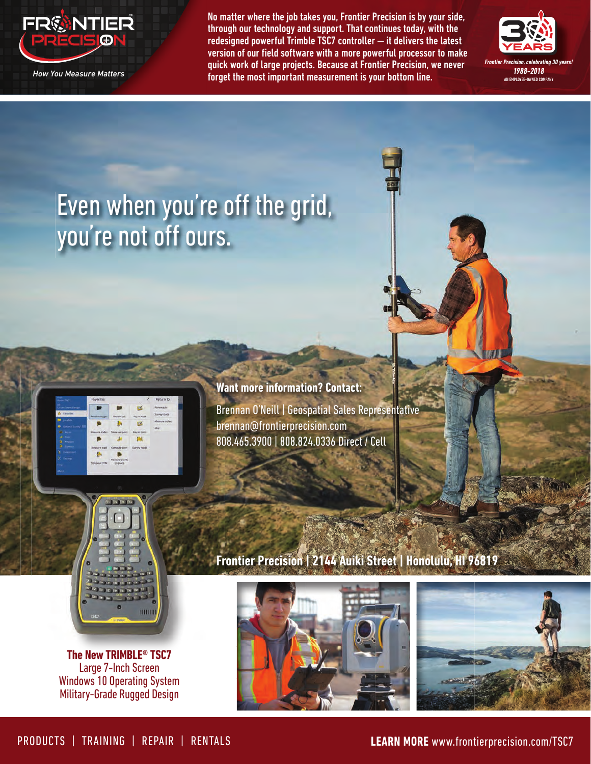FRONTIER PRECISION

*How You Measure Matters*

No matter where the job takes you, Frontier Precision is by your side, through our technology and support. That continues today, with the redesigned powerful Trimble TSC7 controller — it delivers the latest version of our field software with a more powerful processor to make quick work of large projects. Because at Frontier Precision, we never forget the most important measurement is your bottom line.

30 YEARS

*Frontier Precision, celebrating 30 years!*
*1988–2018*
AN EMPLOYEE-OWNED COMPANY

# Even when you're off the grid, you're not off ours.

**Want more information? Contact:**

Brennan O'Neill | Geospatial Sales Representative
brennan@frontierprecision.com
808.465.3900 | 808.824.0336 Direct / Cell

**Frontier Precision | 2144 Auiki Street | Honolulu, HI 96819**

**The New TRIMBLE® TSC7**
Large 7-Inch Screen
Windows 10 Operating System
Military-Grade Rugged Design

PRODUCTS | TRAINING | REPAIR | RENTALS

**LEARN MORE** www.frontierprecision.com/TSC7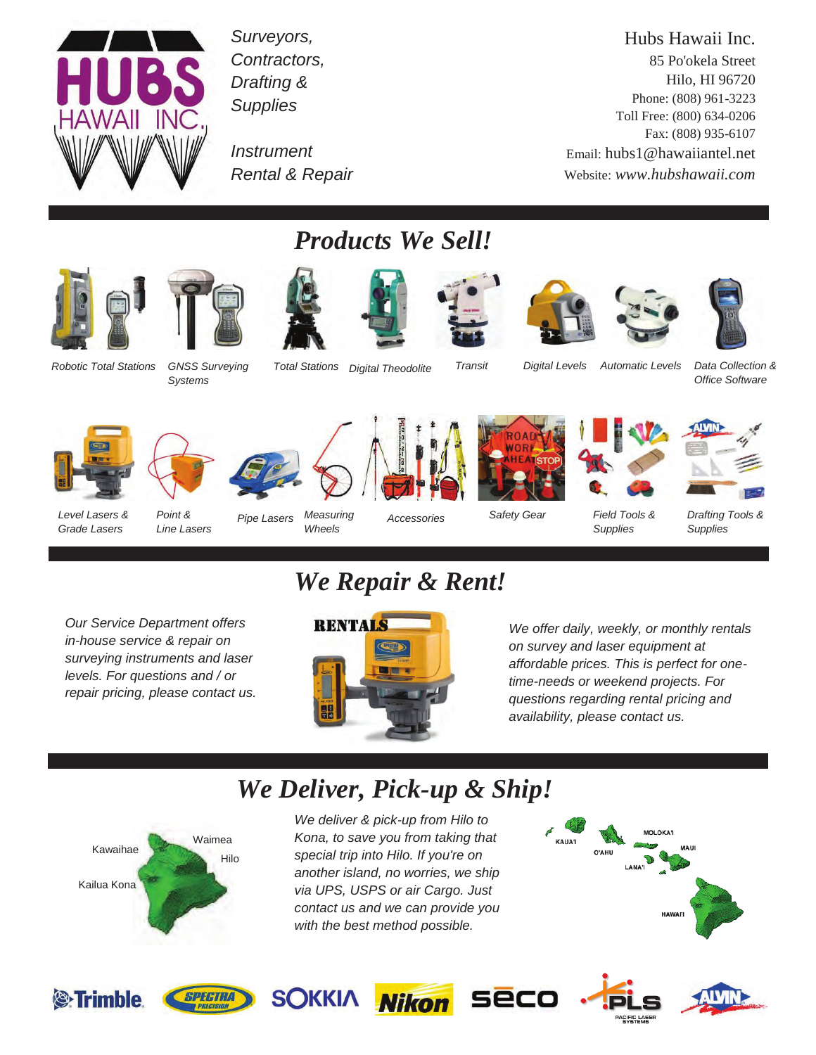HUBS HAWAII INC.

*Surveyors, Contractors, Drafting & Supplies*

*Instrument Rental & Repair*

Hubs Hawaii Inc.
85 Po'okela Street
Hilo, HI 96720
Phone: (808) 961-3223
Toll Free: (800) 634-0206
Fax: (808) 935-6107
Email: hubs1@hawaiiantel.net
Website: *www.hubshawaii.com*

## *Products We Sell!*

*Robotic Total Stations* · *GNSS Surveying Systems* · *Total Stations* · *Digital Theodolite* · *Transit* · *Digital Levels* · *Automatic Levels* · *Data Collection & Office Software*

*Level Lasers & Grade Lasers* · *Point & Line Lasers* · *Pipe Lasers* · *Measuring Wheels* · *Accessories* · *Safety Gear* · *Field Tools & Supplies* · *Drafting Tools & Supplies*

## *We Repair & Rent!*

*Our Service Department offers in-house service & repair on surveying instruments and laser levels. For questions and / or repair pricing, please contact us.*

RENTALS

*We offer daily, weekly, or monthly rentals on survey and laser equipment at affordable prices. This is perfect for one-time-needs or weekend projects. For questions regarding rental pricing and availability, please contact us.*

## *We Deliver, Pick-up & Ship!*

Kawaihae · Waimea · Hilo · Kailua Kona

*We deliver & pick-up from Hilo to Kona, to save you from taking that special trip into Hilo. If you're on another island, no worries, we ship via UPS, USPS or air Cargo. Just contact us and we can provide you with the best method possible.*

KAUA'I · O'AHU · MOLOKA'I · LANA'I · MAUI · HAWAI'I

Trimble · Spectra Precision · SOKKIA · Nikon · seco · PLS Pacific Laser Systems · ALVIN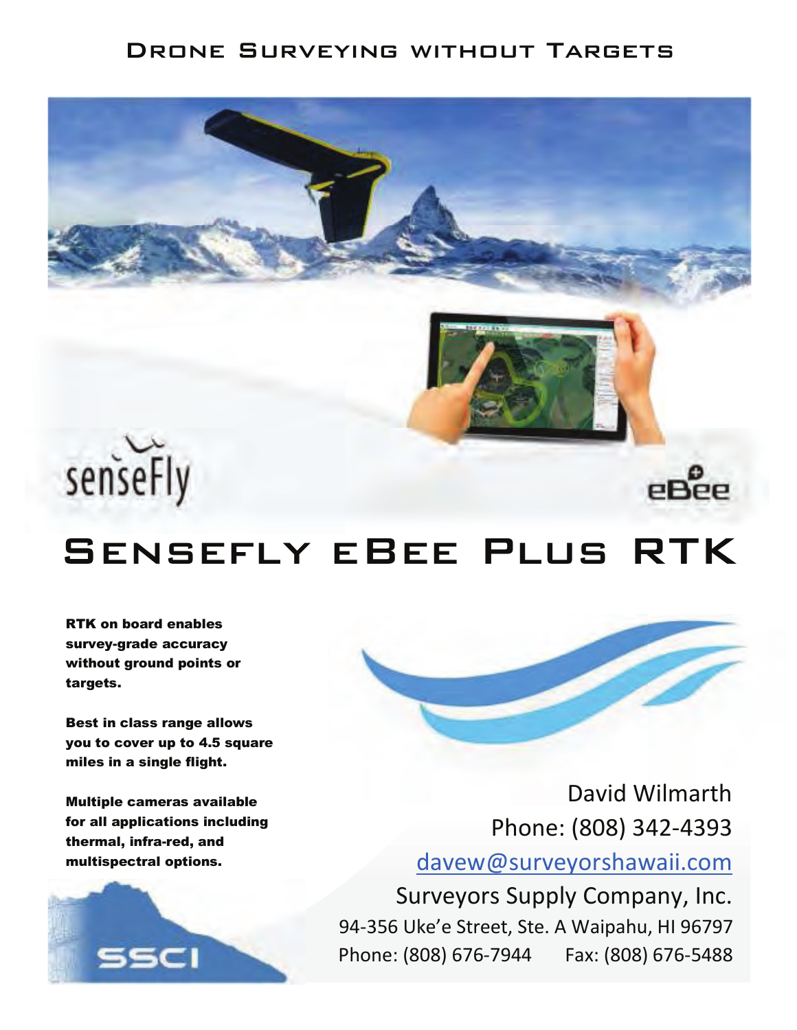# Drone Surveying without Targets

senseFly

eBee

# Sensefly eBee Plus RTK

**RTK on board enables survey-grade accuracy without ground points or targets.**

**Best in class range allows you to cover up to 4.5 square miles in a single flight.**

**Multiple cameras available for all applications including thermal, infra-red, and multispectral options.**

David Wilmarth
Phone: (808) 342-4393
davew@surveyorshawaii.com
Surveyors Supply Company, Inc.
94-356 Uke'e Street, Ste. A Waipahu, HI 96797
Phone: (808) 676-7944 Fax: (808) 676-5488

SSCI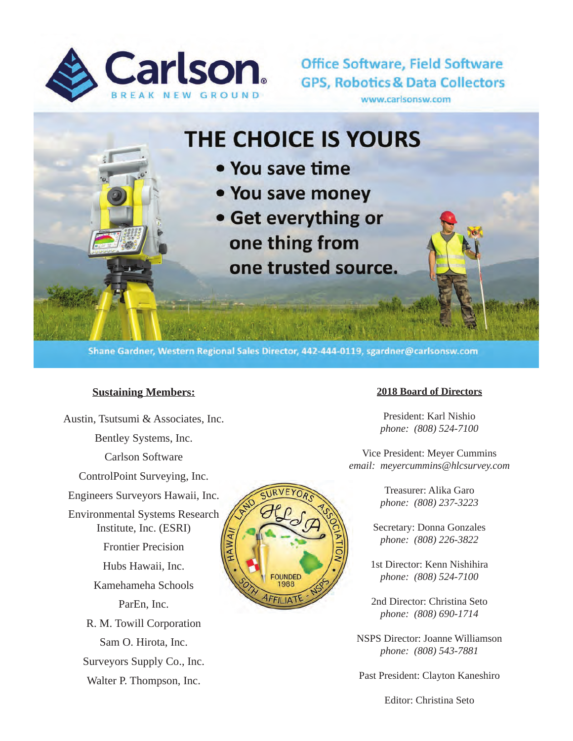Carlson®

BREAK NEW GROUND

Office Software, Field Software
GPS, Robotics & Data Collectors

www.carlsonsw.com

# THE CHOICE IS YOURS

- You save time
- You save money
- Get everything or one thing from one trusted source.

Shane Gardner, Western Regional Sales Director, 442-444-0119, sgardner@carlsonsw.com

## Sustaining Members:

Austin, Tsutsumi & Associates, Inc.

Bentley Systems, Inc.

Carlson Software

ControlPoint Surveying, Inc.

Engineers Surveyors Hawaii, Inc.

Environmental Systems Research Institute, Inc. (ESRI)

Frontier Precision

Hubs Hawaii, Inc.

Kamehameha Schools

ParEn, Inc.

R. M. Towill Corporation

Sam O. Hirota, Inc.

Surveyors Supply Co., Inc.

Walter P. Thompson, Inc.

HAWAII LAND SURVEYORS ASSOCIATION
HLSA
FOUNDED 1988
50TH AFFILIATE - NSPS

## 2018 Board of Directors

President: Karl Nishio
*phone: (808) 524-7100*

Vice President: Meyer Cummins
*email: meyercummins@hlcsurvey.com*

Treasurer: Alika Garo
*phone: (808) 237-3223*

Secretary: Donna Gonzales
*phone: (808) 226-3822*

1st Director: Kenn Nishihira
*phone: (808) 524-7100*

2nd Director: Christina Seto
*phone: (808) 690-1714*

NSPS Director: Joanne Williamson
*phone: (808) 543-7881*

Past President: Clayton Kaneshiro

Editor: Christina Seto